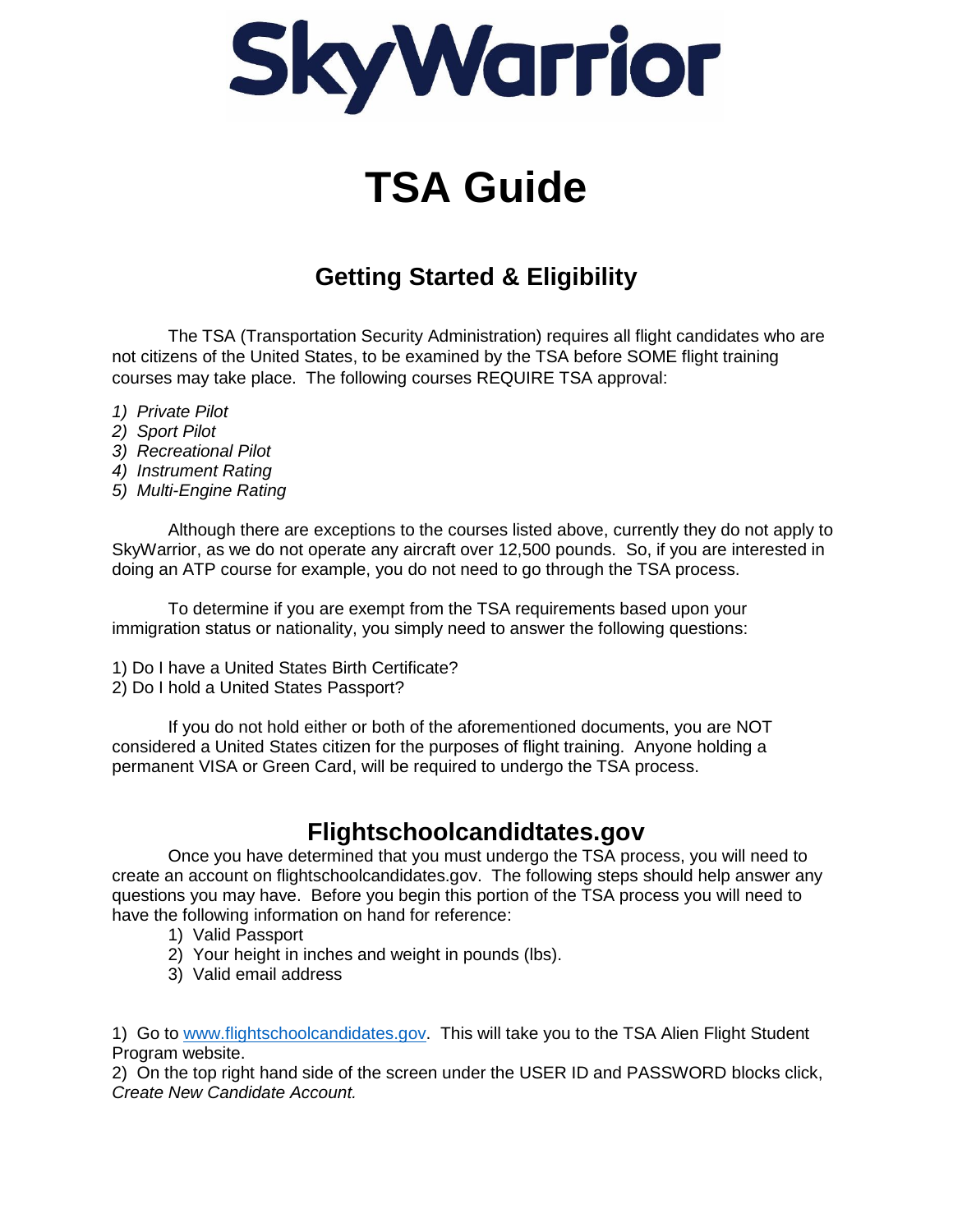# SkyWarrior

# TSA Guide

## Getting Started & Eligibility

The TSA (Transportation Security Administration) requires all flight candidates who are not citizens of the United States, to be examined by the TSA before SOME flight training courses may take place. The following courses REQUIRE TSA approval:

1) *Private Pilot*
2) *Sport Pilot*
3) *Recreational Pilot*
4) *Instrument Rating*
5) *Multi-Engine Rating*

Although there are exceptions to the courses listed above, currently they do not apply to SkyWarrior, as we do not operate any aircraft over 12,500 pounds. So, if you are interested in doing an ATP course for example, you do not need to go through the TSA process.

To determine if you are exempt from the TSA requirements based upon your immigration status or nationality, you simply need to answer the following questions:

1) Do I have a United States Birth Certificate?
2) Do I hold a United States Passport?

If you do not hold either or both of the aforementioned documents, you are NOT considered a United States citizen for the purposes of flight training. Anyone holding a permanent VISA or Green Card, will be required to undergo the TSA process.

## Flightschoolcandidtates.gov

Once you have determined that you must undergo the TSA process, you will need to create an account on flightschoolcandidates.gov. The following steps should help answer any questions you may have. Before you begin this portion of the TSA process you will need to have the following information on hand for reference:

1) Valid Passport
2) Your height in inches and weight in pounds (lbs).
3) Valid email address

1) Go to [www.flightschoolcandidates.gov](www.flightschoolcandidates.gov). This will take you to the TSA Alien Flight Student Program website.
2) On the top right hand side of the screen under the USER ID and PASSWORD blocks click, *Create New Candidate Account.*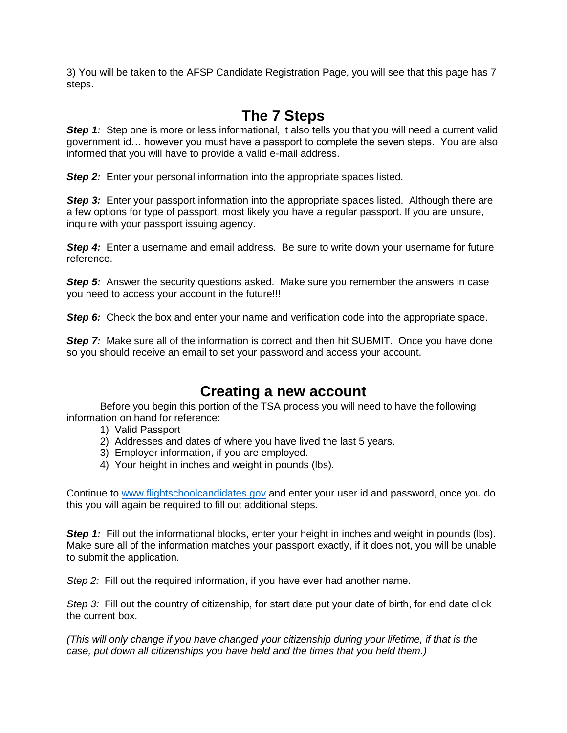3) You will be taken to the AFSP Candidate Registration Page, you will see that this page has 7 steps.

## The 7 Steps

***Step 1:*** Step one is more or less informational, it also tells you that you will need a current valid government id… however you must have a passport to complete the seven steps. You are also informed that you will have to provide a valid e-mail address.

***Step 2:*** Enter your personal information into the appropriate spaces listed.

***Step 3:*** Enter your passport information into the appropriate spaces listed. Although there are a few options for type of passport, most likely you have a regular passport. If you are unsure, inquire with your passport issuing agency.

***Step 4:*** Enter a username and email address. Be sure to write down your username for future reference.

***Step 5:*** Answer the security questions asked. Make sure you remember the answers in case you need to access your account in the future!!!

***Step 6:*** Check the box and enter your name and verification code into the appropriate space.

***Step 7:*** Make sure all of the information is correct and then hit SUBMIT. Once you have done so you should receive an email to set your password and access your account.

## Creating a new account

Before you begin this portion of the TSA process you will need to have the following information on hand for reference:

1) Valid Passport
2) Addresses and dates of where you have lived the last 5 years.
3) Employer information, if you are employed.
4) Your height in inches and weight in pounds (lbs).

Continue to [www.flightschoolcandidates.gov](http://www.flightschoolcandidates.gov) and enter your user id and password, once you do this you will again be required to fill out additional steps.

***Step 1:*** Fill out the informational blocks, enter your height in inches and weight in pounds (lbs). Make sure all of the information matches your passport exactly, if it does not, you will be unable to submit the application.

*Step 2:* Fill out the required information, if you have ever had another name.

*Step 3:* Fill out the country of citizenship, for start date put your date of birth, for end date click the current box.

*(This will only change if you have changed your citizenship during your lifetime, if that is the case, put down all citizenships you have held and the times that you held them.)*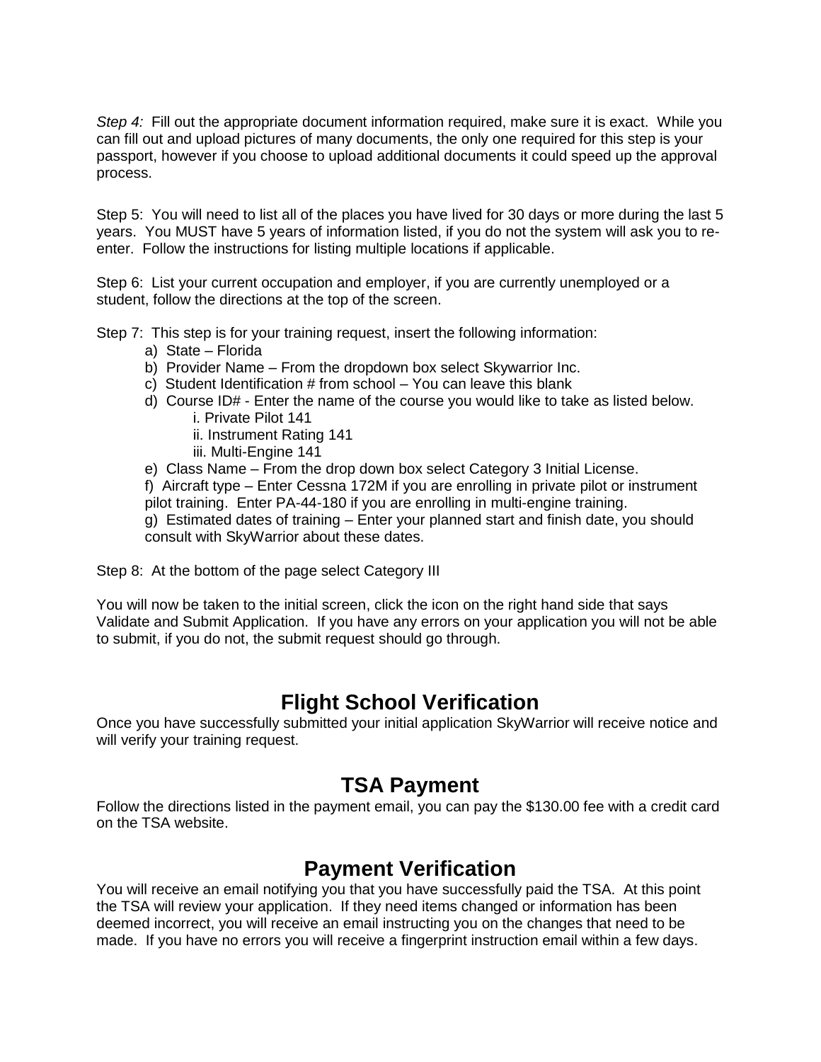*Step 4:* Fill out the appropriate document information required, make sure it is exact. While you can fill out and upload pictures of many documents, the only one required for this step is your passport, however if you choose to upload additional documents it could speed up the approval process.

Step 5: You will need to list all of the places you have lived for 30 days or more during the last 5 years. You MUST have 5 years of information listed, if you do not the system will ask you to re-enter. Follow the instructions for listing multiple locations if applicable.

Step 6: List your current occupation and employer, if you are currently unemployed or a student, follow the directions at the top of the screen.

Step 7: This step is for your training request, insert the following information:

a) State – Florida

b) Provider Name – From the dropdown box select Skywarrior Inc.

c) Student Identification # from school – You can leave this blank

d) Course ID# - Enter the name of the course you would like to take as listed below.

  i. Private Pilot 141

  ii. Instrument Rating 141

  iii. Multi-Engine 141

e) Class Name – From the drop down box select Category 3 Initial License.

f) Aircraft type – Enter Cessna 172M if you are enrolling in private pilot or instrument pilot training. Enter PA-44-180 if you are enrolling in multi-engine training.

g) Estimated dates of training – Enter your planned start and finish date, you should consult with SkyWarrior about these dates.

Step 8: At the bottom of the page select Category III

You will now be taken to the initial screen, click the icon on the right hand side that says Validate and Submit Application. If you have any errors on your application you will not be able to submit, if you do not, the submit request should go through.

## Flight School Verification

Once you have successfully submitted your initial application SkyWarrior will receive notice and will verify your training request.

## TSA Payment

Follow the directions listed in the payment email, you can pay the $130.00 fee with a credit card on the TSA website.

## Payment Verification

You will receive an email notifying you that you have successfully paid the TSA. At this point the TSA will review your application. If they need items changed or information has been deemed incorrect, you will receive an email instructing you on the changes that need to be made. If you have no errors you will receive a fingerprint instruction email within a few days.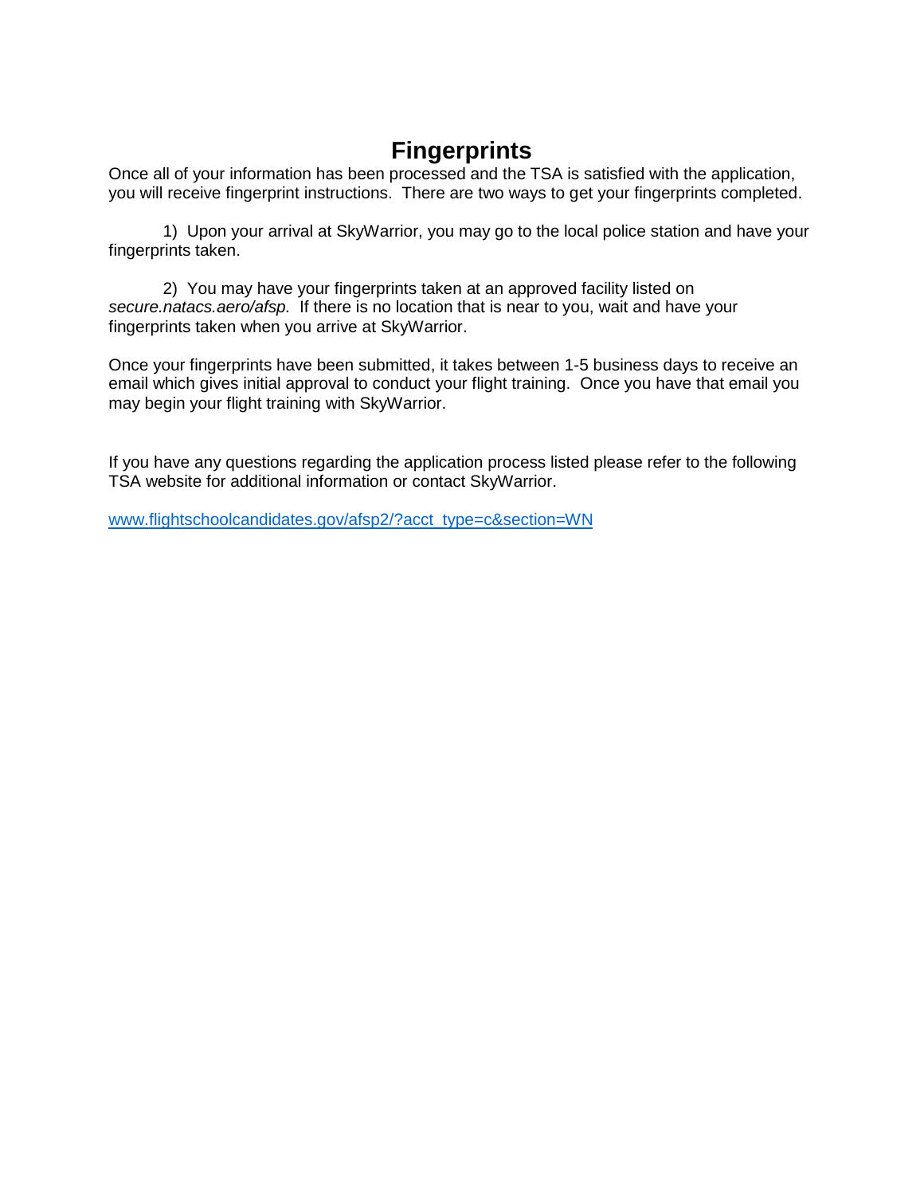# Fingerprints

Once all of your information has been processed and the TSA is satisfied with the application, you will receive fingerprint instructions. There are two ways to get your fingerprints completed.

1) Upon your arrival at SkyWarrior, you may go to the local police station and have your fingerprints taken.

2) You may have your fingerprints taken at an approved facility listed on *secure.natacs.aero/afsp.* If there is no location that is near to you, wait and have your fingerprints taken when you arrive at SkyWarrior.

Once your fingerprints have been submitted, it takes between 1-5 business days to receive an email which gives initial approval to conduct your flight training. Once you have that email you may begin your flight training with SkyWarrior.

If you have any questions regarding the application process listed please refer to the following TSA website for additional information or contact SkyWarrior.

www.flightschoolcandidates.gov/afsp2/?acct_type=c&section=WN